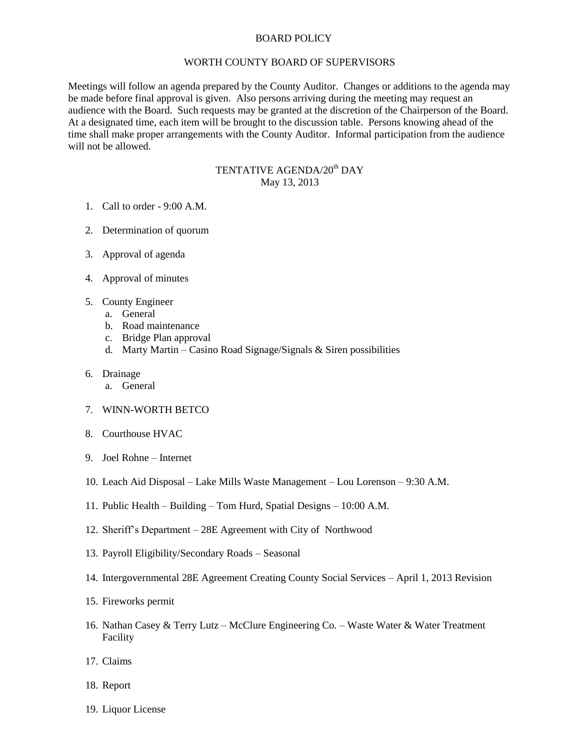# BOARD POLICY

## WORTH COUNTY BOARD OF SUPERVISORS

Meetings will follow an agenda prepared by the County Auditor. Changes or additions to the agenda may be made before final approval is given. Also persons arriving during the meeting may request an audience with the Board. Such requests may be granted at the discretion of the Chairperson of the Board. At a designated time, each item will be brought to the discussion table. Persons knowing ahead of the time shall make proper arrangements with the County Auditor. Informal participation from the audience will not be allowed.

## TENTATIVE AGENDA/20th DAY
May 13, 2013

1. Call to order - 9:00 A.M.
2. Determination of quorum
3. Approval of agenda
4. Approval of minutes
5. County Engineer
   a. General
   b. Road maintenance
   c. Bridge Plan approval
   d. Marty Martin – Casino Road Signage/Signals & Siren possibilities
6. Drainage
   a. General
7. WINN-WORTH BETCO
8. Courthouse HVAC
9. Joel Rohne – Internet
10. Leach Aid Disposal – Lake Mills Waste Management – Lou Lorenson – 9:30 A.M.
11. Public Health – Building – Tom Hurd, Spatial Designs – 10:00 A.M.
12. Sheriff's Department – 28E Agreement with City of Northwood
13. Payroll Eligibility/Secondary Roads – Seasonal
14. Intergovernmental 28E Agreement Creating County Social Services – April 1, 2013 Revision
15. Fireworks permit
16. Nathan Casey & Terry Lutz – McClure Engineering Co. – Waste Water & Water Treatment Facility
17. Claims
18. Report
19. Liquor License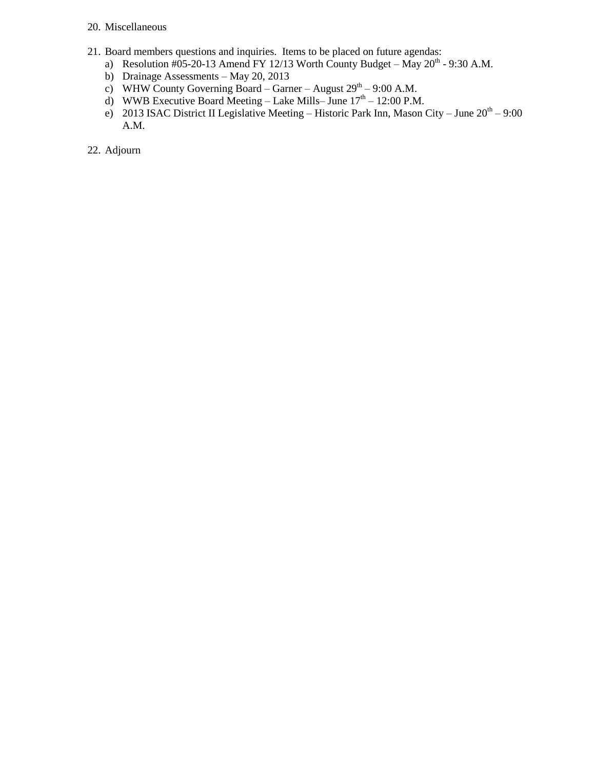20. Miscellaneous

21. Board members questions and inquiries. Items to be placed on future agendas:
    a) Resolution #05-20-13 Amend FY 12/13 Worth County Budget – May 20th - 9:30 A.M.
    b) Drainage Assessments – May 20, 2013
    c) WHW County Governing Board – Garner – August 29th – 9:00 A.M.
    d) WWB Executive Board Meeting – Lake Mills– June 17th – 12:00 P.M.
    e) 2013 ISAC District II Legislative Meeting – Historic Park Inn, Mason City – June 20th – 9:00 A.M.

22. Adjourn